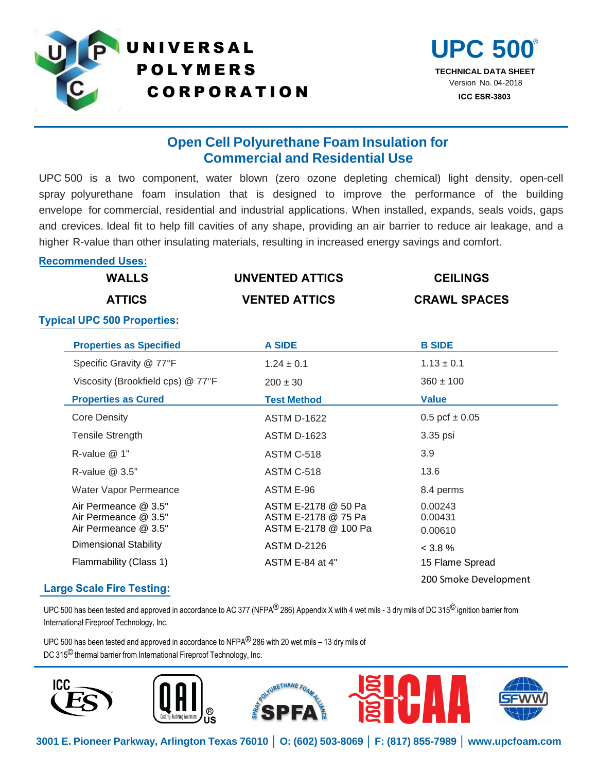# UNIVERSAL POLYMERS CORPORATION

**UPC 500®**

**TECHNICAL DATA SHEET**

Version No. 04-2018

**ICC ESR-3803**

## Open Cell Polyurethane Foam Insulation for Commercial and Residential Use

UPC 500 is a two component, water blown (zero ozone depleting chemical) light density, open-cell spray polyurethane foam insulation that is designed to improve the performance of the building envelope for commercial, residential and industrial applications. When installed, expands, seals voids, gaps and crevices. Ideal fit to help fill cavities of any shape, providing an air barrier to reduce air leakage, and a higher R-value than other insulating materials, resulting in increased energy savings and comfort.

### Recommended Uses:

| | | |
|---|---|---|
| **WALLS** | **UNVENTED ATTICS** | **CEILINGS** |
| **ATTICS** | **VENTED ATTICS** | **CRAWL SPACES** |

### Typical UPC 500 Properties:

| Properties as Specified | A SIDE | B SIDE |
|---|---|---|
| Specific Gravity @ 77°F | 1.24 ± 0.1 | 1.13 ± 0.1 |
| Viscosity (Brookfield cps) @ 77°F | 200 ± 30 | 360 ± 100 |
| **Properties as Cured** | **Test Method** | **Value** |
| Core Density | ASTM D-1622 | 0.5 pcf ± 0.05 |
| Tensile Strength | ASTM D-1623 | 3.35 psi |
| R-value @ 1" | ASTM C-518 | 3.9 |
| R-value @ 3.5" | ASTM C-518 | 13.6 |
| Water Vapor Permeance | ASTM E-96 | 8.4 perms |
| Air Permeance @ 3.5" | ASTM E-2178 @ 50 Pa | 0.00243 |
| Air Permeance @ 3.5" | ASTM E-2178 @ 75 Pa | 0.00431 |
| Air Permeance @ 3.5" | ASTM E-2178 @ 100 Pa | 0.00610 |
| Dimensional Stability | ASTM D-2126 | < 3.8 % |
| Flammability (Class 1) | ASTM E-84 at 4" | 15 Flame Spread<br>200 Smoke Development |

### Large Scale Fire Testing:

UPC 500 has been tested and approved in accordance to AC 377 (NFPA® 286) Appendix X with 4 wet mils - 3 dry mils of DC 315© ignition barrier from International Fireproof Technology, Inc.

UPC 500 has been tested and approved in accordance to NFPA® 286 with 20 wet mils – 13 dry mils of DC 315© thermal barrier from International Fireproof Technology, Inc.

**3001 E. Pioneer Parkway, Arlington Texas 76010 | O: (602) 503-8069 | F: (817) 855-7989 | www.upcfoam.com**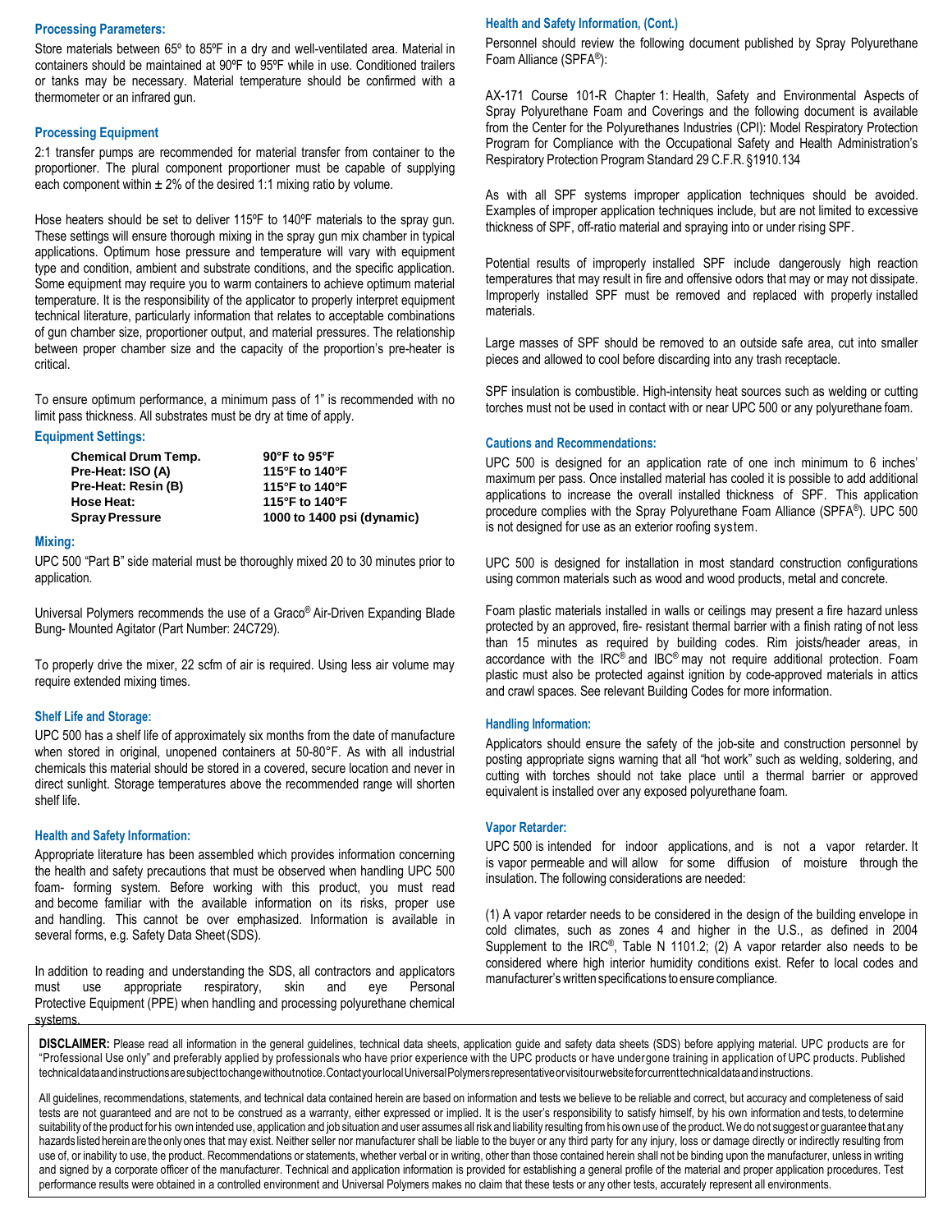## Processing Parameters:

Store materials between 65° to 85ºF in a dry and well-ventilated area. Material in containers should be maintained at 90ºF to 95ºF while in use. Conditioned trailers or tanks may be necessary. Material temperature should be confirmed with a thermometer or an infrared gun.

## Processing Equipment

2:1 transfer pumps are recommended for material transfer from container to the proportioner. The plural component proportioner must be capable of supplying each component within ± 2% of the desired 1:1 mixing ratio by volume.

Hose heaters should be set to deliver 115ºF to 140ºF materials to the spray gun. These settings will ensure thorough mixing in the spray gun mix chamber in typical applications. Optimum hose pressure and temperature will vary with equipment type and condition, ambient and substrate conditions, and the specific application. Some equipment may require you to warm containers to achieve optimum material temperature. It is the responsibility of the applicator to properly interpret equipment technical literature, particularly information that relates to acceptable combinations of gun chamber size, proportioner output, and material pressures. The relationship between proper chamber size and the capacity of the proportion's pre-heater is critical.

To ensure optimum performance, a minimum pass of 1" is recommended with no limit pass thickness. All substrates must be dry at time of apply.

## Equipment Settings:

| | |
|---|---|
| **Chemical Drum Temp.** | **90°F to 95°F** |
| **Pre-Heat: ISO (A)** | **115°F to 140°F** |
| **Pre-Heat: Resin (B)** | **115°F to 140°F** |
| **Hose Heat:** | **115°F to 140°F** |
| **Spray Pressure** | **1000 to 1400 psi (dynamic)** |

## Mixing:

UPC 500 "Part B" side material must be thoroughly mixed 20 to 30 minutes prior to application.

Universal Polymers recommends the use of a Graco® Air-Driven Expanding Blade Bung- Mounted Agitator (Part Number: 24C729).

To properly drive the mixer, 22 scfm of air is required. Using less air volume may require extended mixing times.

## Shelf Life and Storage:

UPC 500 has a shelf life of approximately six months from the date of manufacture when stored in original, unopened containers at 50-80°F. As with all industrial chemicals this material should be stored in a covered, secure location and never in direct sunlight. Storage temperatures above the recommended range will shorten shelf life.

## Health and Safety Information:

Appropriate literature has been assembled which provides information concerning the health and safety precautions that must be observed when handling UPC 500 foam- forming system. Before working with this product, you must read and become familiar with the available information on its risks, proper use and handling. This cannot be over emphasized. Information is available in several forms, e.g. Safety Data Sheet (SDS).

In addition to reading and understanding the SDS, all contractors and applicators must use appropriate respiratory, skin and eye Personal Protective Equipment (PPE) when handling and processing polyurethane chemical systems.

## Health and Safety Information, (Cont.)

Personnel should review the following document published by Spray Polyurethane Foam Alliance (SPFA®):

AX-171 Course 101-R Chapter 1: Health, Safety and Environmental Aspects of Spray Polyurethane Foam and Coverings and the following document is available from the Center for the Polyurethanes Industries (CPI): Model Respiratory Protection Program for Compliance with the Occupational Safety and Health Administration's Respiratory Protection Program Standard 29 C.F.R. §1910.134

As with all SPF systems improper application techniques should be avoided. Examples of improper application techniques include, but are not limited to excessive thickness of SPF, off-ratio material and spraying into or under rising SPF.

Potential results of improperly installed SPF include dangerously high reaction temperatures that may result in fire and offensive odors that may or may not dissipate. Improperly installed SPF must be removed and replaced with properly installed materials.

Large masses of SPF should be removed to an outside safe area, cut into smaller pieces and allowed to cool before discarding into any trash receptacle.

SPF insulation is combustible. High-intensity heat sources such as welding or cutting torches must not be used in contact with or near UPC 500 or any polyurethane foam.

## Cautions and Recommendations:

UPC 500 is designed for an application rate of one inch minimum to 6 inches' maximum per pass. Once installed material has cooled it is possible to add additional applications to increase the overall installed thickness of SPF. This application procedure complies with the Spray Polyurethane Foam Alliance (SPFA®). UPC 500 is not designed for use as an exterior roofing system.

UPC 500 is designed for installation in most standard construction configurations using common materials such as wood and wood products, metal and concrete.

Foam plastic materials installed in walls or ceilings may present a fire hazard unless protected by an approved, fire- resistant thermal barrier with a finish rating of not less than 15 minutes as required by building codes. Rim joists/header areas, in accordance with the IRC® and IBC® may not require additional protection. Foam plastic must also be protected against ignition by code-approved materials in attics and crawl spaces. See relevant Building Codes for more information.

## Handling Information:

Applicators should ensure the safety of the job-site and construction personnel by posting appropriate signs warning that all "hot work" such as welding, soldering, and cutting with torches should not take place until a thermal barrier or approved equivalent is installed over any exposed polyurethane foam.

## Vapor Retarder:

UPC 500 is intended for indoor applications, and is not a vapor retarder. It is vapor permeable and will allow for some diffusion of moisture through the insulation. The following considerations are needed:

(1) A vapor retarder needs to be considered in the design of the building envelope in cold climates, such as zones 4 and higher in the U.S., as defined in 2004 Supplement to the IRC®, Table N 1101.2; (2) A vapor retarder also needs to be considered where high interior humidity conditions exist. Refer to local codes and manufacturer's written specifications to ensure compliance.

**DISCLAIMER:** Please read all information in the general guidelines, technical data sheets, application guide and safety data sheets (SDS) before applying material. UPC products are for "Professional Use only" and preferably applied by professionals who have prior experience with the UPC products or have undergone training in application of UPC products. Published technical data and instructions are subject to change without notice. Contact your local Universal Polymers representative or visit our website for current technical data and instructions.

All guidelines, recommendations, statements, and technical data contained herein are based on information and tests we believe to be reliable and correct, but accuracy and completeness of said tests are not guaranteed and are not to be construed as a warranty, either expressed or implied. It is the user's responsibility to satisfy himself, by his own information and tests, to determine suitability of the product for his own intended use, application and job situation and user assumes all risk and liability resulting from his own use of the product. We do not suggest or guarantee that any hazards listed herein are the only ones that may exist. Neither seller nor manufacturer shall be liable to the buyer or any third party for any injury, loss or damage directly or indirectly resulting from use of, or inability to use, the product. Recommendations or statements, whether verbal or in writing, other than those contained herein shall not be binding upon the manufacturer, unless in writing and signed by a corporate officer of the manufacturer. Technical and application information is provided for establishing a general profile of the material and proper application procedures. Test performance results were obtained in a controlled environment and Universal Polymers makes no claim that these tests or any other tests, accurately represent all environments.